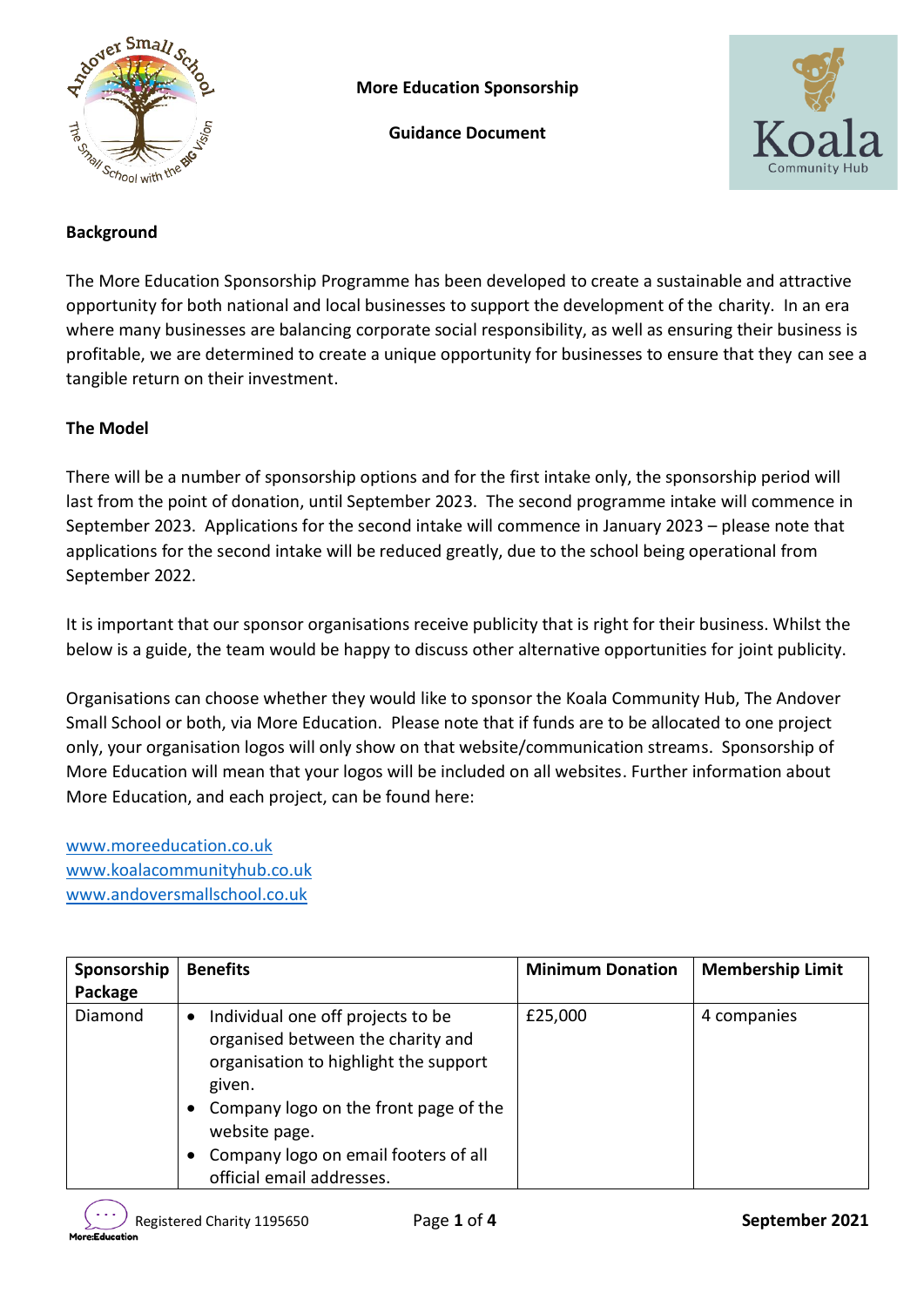**More Education Sponsorship**

**Guidance Document**

## Background

The More Education Sponsorship Programme has been developed to create a sustainable and attractive opportunity for both national and local businesses to support the development of the charity. In an era where many businesses are balancing corporate social responsibility, as well as ensuring their business is profitable, we are determined to create a unique opportunity for businesses to ensure that they can see a tangible return on their investment.

## The Model

There will be a number of sponsorship options and for the first intake only, the sponsorship period will last from the point of donation, until September 2023. The second programme intake will commence in September 2023. Applications for the second intake will commence in January 2023 – please note that applications for the second intake will be reduced greatly, due to the school being operational from September 2022.

It is important that our sponsor organisations receive publicity that is right for their business. Whilst the below is a guide, the team would be happy to discuss other alternative opportunities for joint publicity.

Organisations can choose whether they would like to sponsor the Koala Community Hub, The Andover Small School or both, via More Education. Please note that if funds are to be allocated to one project only, your organisation logos will only show on that website/communication streams. Sponsorship of More Education will mean that your logos will be included on all websites. Further information about More Education, and each project, can be found here:

www.moreeducation.co.uk
www.koalacommunityhub.co.uk
www.andoversmallschool.co.uk

| Sponsorship Package | Benefits | Minimum Donation | Membership Limit |
|---|---|---|---|
| Diamond | • Individual one off projects to be organised between the charity and organisation to highlight the support given.<br>• Company logo on the front page of the website page.<br>• Company logo on email footers of all official email addresses. | £25,000 | 4 companies |

Registered Charity 1195650

September 2021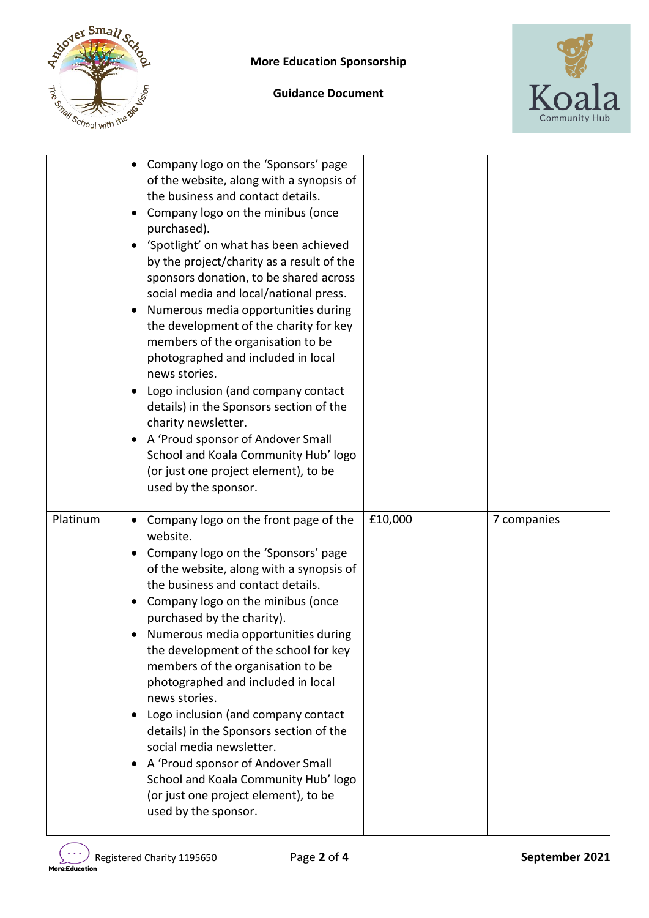| | | | |
|---|---|---|---|
| | • Company logo on the 'Sponsors' page of the website, along with a synopsis of the business and contact details.<br>• Company logo on the minibus (once purchased).<br>• 'Spotlight' on what has been achieved by the project/charity as a result of the sponsors donation, to be shared across social media and local/national press.<br>• Numerous media opportunities during the development of the charity for key members of the organisation to be photographed and included in local news stories.<br>• Logo inclusion (and company contact details) in the Sponsors section of the charity newsletter.<br>• A 'Proud sponsor of Andover Small School and Koala Community Hub' logo (or just one project element), to be used by the sponsor. | | |
| Platinum | • Company logo on the front page of the website.<br>• Company logo on the 'Sponsors' page of the website, along with a synopsis of the business and contact details.<br>• Company logo on the minibus (once purchased by the charity).<br>• Numerous media opportunities during the development of the school for key members of the organisation to be photographed and included in local news stories.<br>• Logo inclusion (and company contact details) in the Sponsors section of the social media newsletter.<br>• A 'Proud sponsor of Andover Small School and Koala Community Hub' logo (or just one project element), to be used by the sponsor. | £10,000 | 7 companies |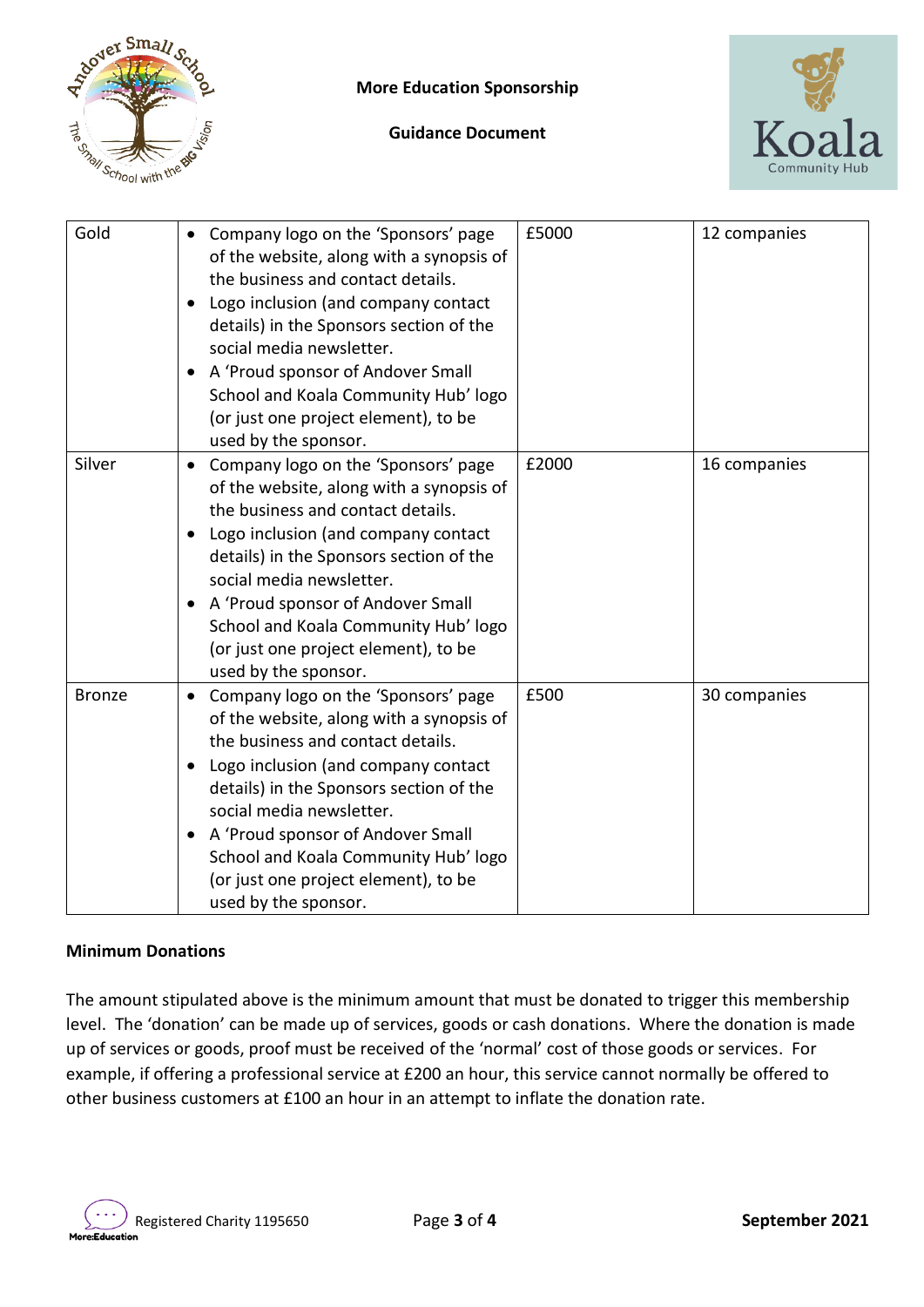**More Education Sponsorship**

**Guidance Document**

| Gold | • Company logo on the 'Sponsors' page of the website, along with a synopsis of the business and contact details.<br>• Logo inclusion (and company contact details) in the Sponsors section of the social media newsletter.<br>• A 'Proud sponsor of Andover Small School and Koala Community Hub' logo (or just one project element), to be used by the sponsor. | £5000 | 12 companies |
|---|---|---|---|
| Silver | • Company logo on the 'Sponsors' page of the website, along with a synopsis of the business and contact details.<br>• Logo inclusion (and company contact details) in the Sponsors section of the social media newsletter.<br>• A 'Proud sponsor of Andover Small School and Koala Community Hub' logo (or just one project element), to be used by the sponsor. | £2000 | 16 companies |
| Bronze | • Company logo on the 'Sponsors' page of the website, along with a synopsis of the business and contact details.<br>• Logo inclusion (and company contact details) in the Sponsors section of the social media newsletter.<br>• A 'Proud sponsor of Andover Small School and Koala Community Hub' logo (or just one project element), to be used by the sponsor. | £500 | 30 companies |

**Minimum Donations**

The amount stipulated above is the minimum amount that must be donated to trigger this membership level. The 'donation' can be made up of services, goods or cash donations. Where the donation is made up of services or goods, proof must be received of the 'normal' cost of those goods or services. For example, if offering a professional service at £200 an hour, this service cannot normally be offered to other business customers at £100 an hour in an attempt to inflate the donation rate.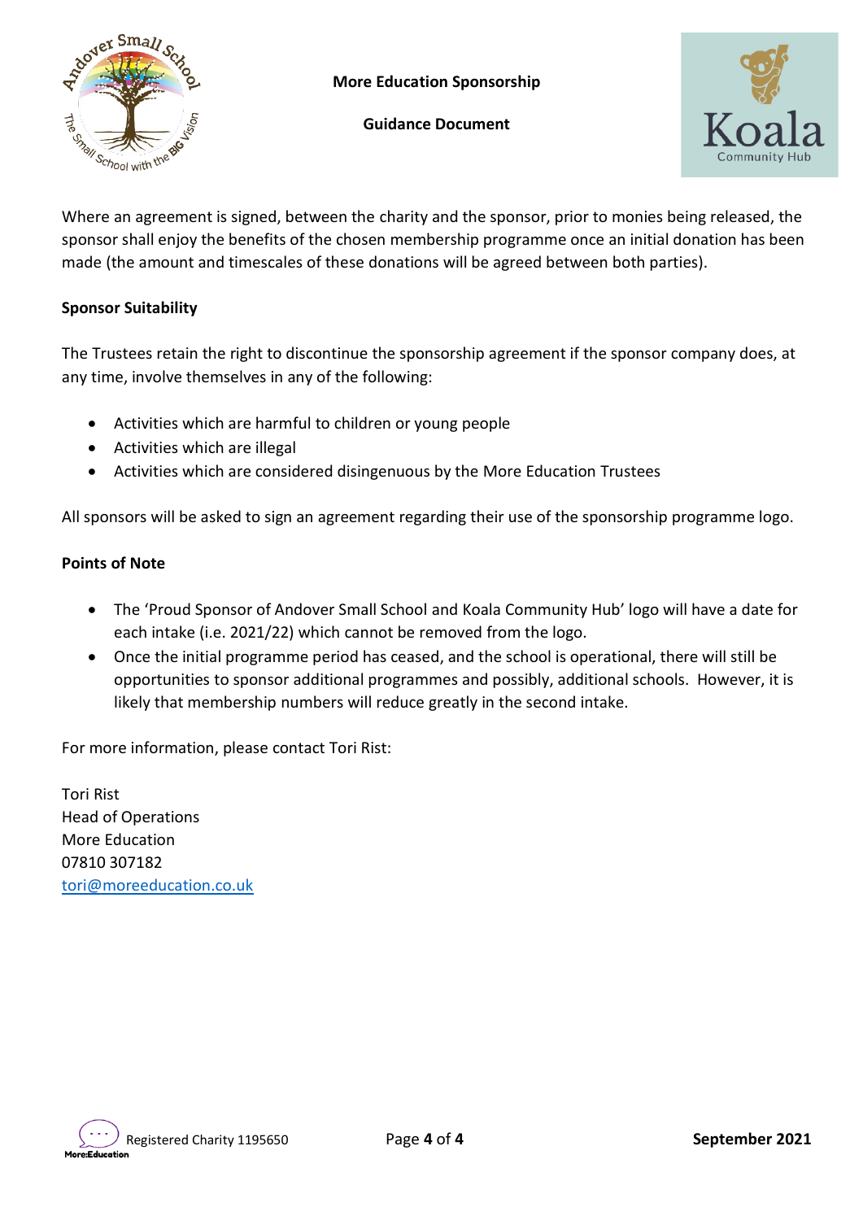Where an agreement is signed, between the charity and the sponsor, prior to monies being released, the sponsor shall enjoy the benefits of the chosen membership programme once an initial donation has been made (the amount and timescales of these donations will be agreed between both parties).

**Sponsor Suitability**

The Trustees retain the right to discontinue the sponsorship agreement if the sponsor company does, at any time, involve themselves in any of the following:

- Activities which are harmful to children or young people
- Activities which are illegal
- Activities which are considered disingenuous by the More Education Trustees

All sponsors will be asked to sign an agreement regarding their use of the sponsorship programme logo.

**Points of Note**

- The 'Proud Sponsor of Andover Small School and Koala Community Hub' logo will have a date for each intake (i.e. 2021/22) which cannot be removed from the logo.
- Once the initial programme period has ceased, and the school is operational, there will still be opportunities to sponsor additional programmes and possibly, additional schools. However, it is likely that membership numbers will reduce greatly in the second intake.

For more information, please contact Tori Rist:

Tori Rist  
Head of Operations  
More Education  
07810 307182  
tori@moreeducation.co.uk